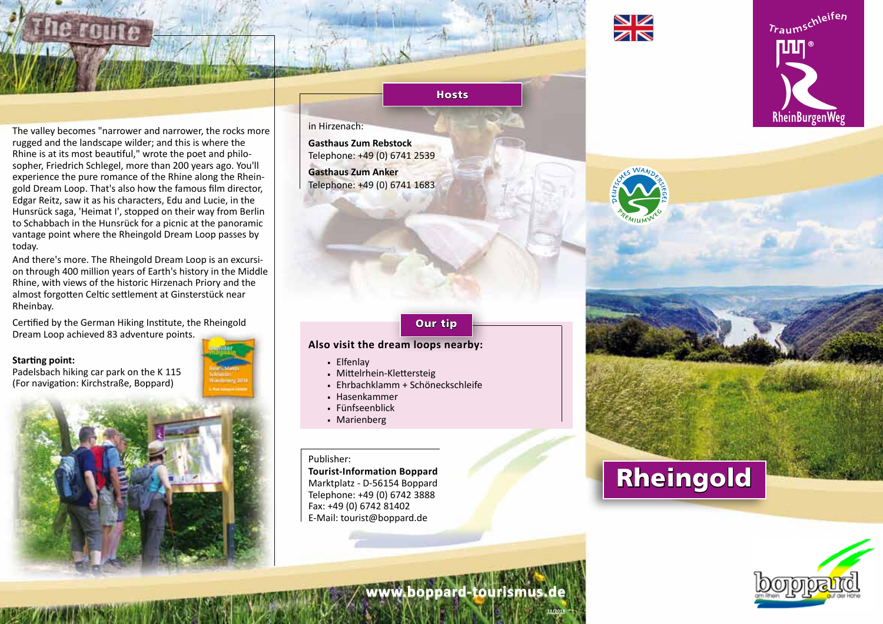## The route

The valley becomes "narrower and narrower, the rocks more rugged and the landscape wilder; and this is where the Rhine is at its most beautiful," wrote the poet and philosopher, Friedrich Schlegel, more than 200 years ago. You'll experience the pure romance of the Rhine along the Rheingold Dream Loop. That's also how the famous film director, Edgar Reitz, saw it as his characters, Edu and Lucie, in the Hunsrück saga, 'Heimat I', stopped on their way from Berlin to Schabbach in the Hunsrück for a picnic at the panoramic vantage point where the Rheingold Dream Loop passes by today.

And there's more. The Rheingold Dream Loop is an excursion through 400 million years of Earth's history in the Middle Rhine, with views of the historic Hirzenach Priory and the almost forgotten Celtic settlement at Ginsterstück near Rheinbay.

Certified by the German Hiking Institute, the Rheingold Dream Loop achieved 83 adventure points.

**Starting point:**
Padelsbach hiking car park on the K 115
(For navigation: Kirchstraße, Boppard)

## Hosts

in Hirzenach:

**Gasthaus Zum Rebstock**
Telephone: +49 (0) 6741 2539

**Gasthaus Zum Anker**
Telephone: +49 (0) 6741 1683

## Our tip

**Also visit the dream loops nearby:**

- Elfenlay
- Mittelrhein-Klettersteig
- Ehrbachklamm + Schöneckschleife
- Hasenkammer
- Fünfseenblick
- Marienberg

Publisher:
**Tourist-Information Boppard**
Marktplatz - D-56154 Boppard
Telephone: +49 (0) 6742 3888
Fax: +49 (0) 6742 81402
E-Mail: tourist@boppard.de

www.boppard-tourismus.de

11/2018

Traumschleifen
RheinBurgenWeg

# Rheingold

boppard am Rhein auf der Höhe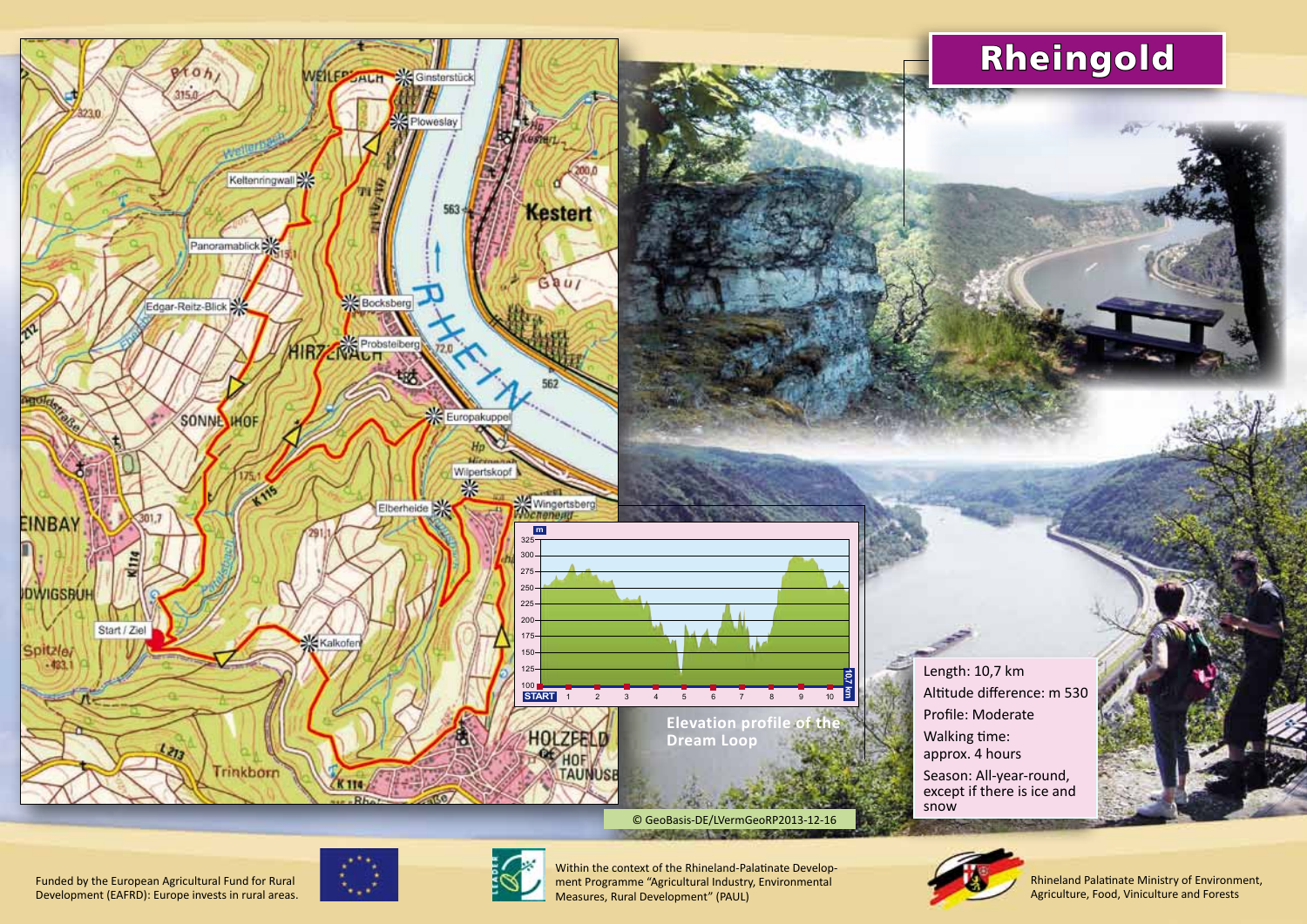# Rheingold

Elevation profile of the Dream Loop

m
325
300
275
250
225
200
175
150
125
100
START 1 2 3 4 5 6 7 8 9 10 10,7 km

Length: 10,7 km

Altitude difference: m 530

Profile: Moderate

Walking time:
approx. 4 hours

Season: All-year-round, except if there is ice and snow

© GeoBasis-DE/LVermGeoRP2013-12-16

Funded by the European Agricultural Fund for Rural Development (EAFRD): Europe invests in rural areas.

Within the context of the Rhineland-Palatinate Development Programme "Agricultural Industry, Environmental Measures, Rural Development" (PAUL)

Rhineland Palatinate Ministry of Environment, Agriculture, Food, Viniculture and Forests